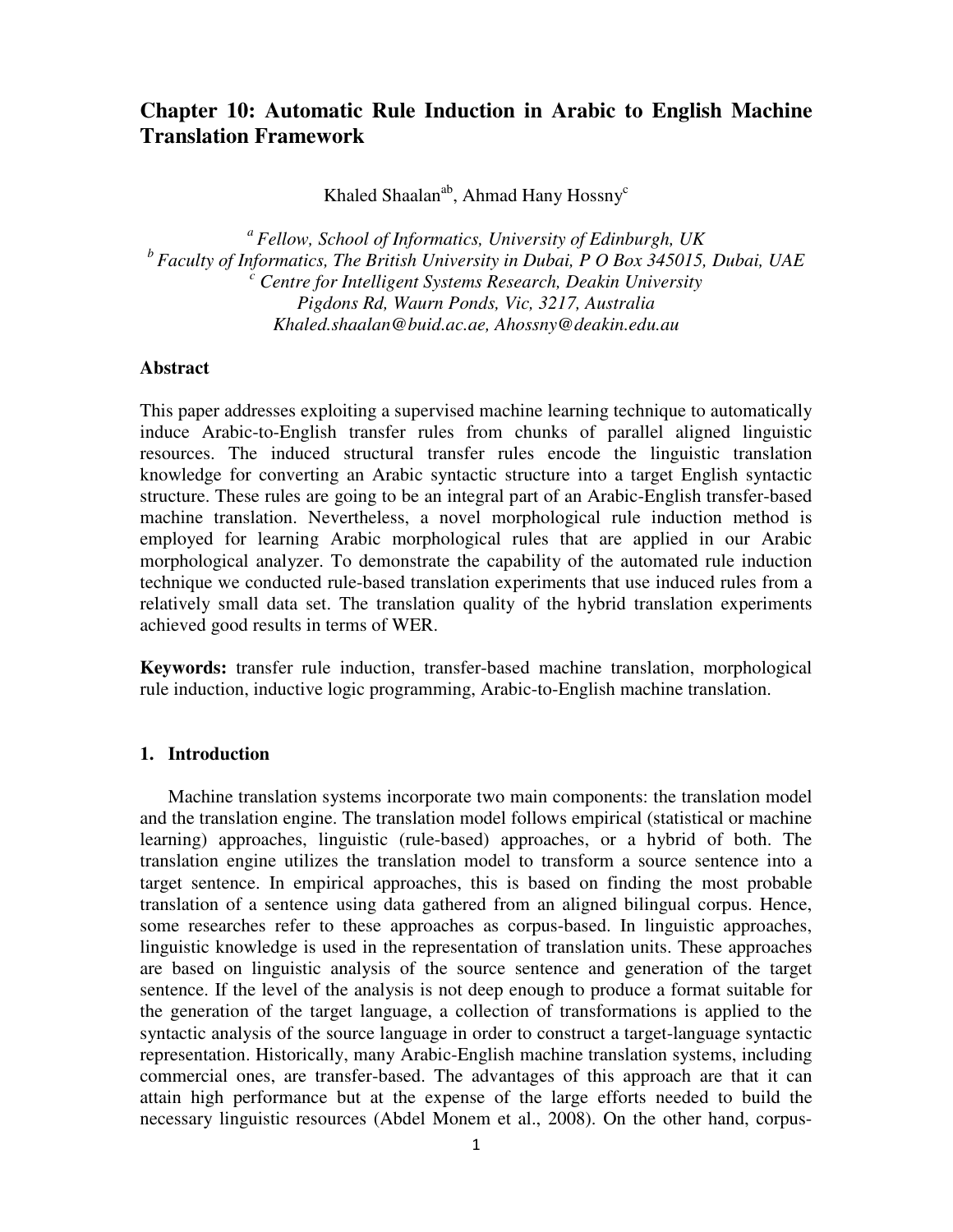# Chapter 10: Automatic Rule Induction in Arabic to English Machine Translation Framework

Khaled Shaalan[ab], Ahmad Hany Hossny[c]

[a] *Fellow, School of Informatics, University of Edinburgh, UK*
[b] *Faculty of Informatics, The British University in Dubai, P O Box 345015, Dubai, UAE*
[c] *Centre for Intelligent Systems Research, Deakin University*
*Pigdons Rd, Waurn Ponds, Vic, 3217, Australia*
*Khaled.shaalan@buid.ac.ae, Ahossny@deakin.edu.au*

## Abstract

This paper addresses exploiting a supervised machine learning technique to automatically induce Arabic-to-English transfer rules from chunks of parallel aligned linguistic resources. The induced structural transfer rules encode the linguistic translation knowledge for converting an Arabic syntactic structure into a target English syntactic structure. These rules are going to be an integral part of an Arabic-English transfer-based machine translation. Nevertheless, a novel morphological rule induction method is employed for learning Arabic morphological rules that are applied in our Arabic morphological analyzer. To demonstrate the capability of the automated rule induction technique we conducted rule-based translation experiments that use induced rules from a relatively small data set. The translation quality of the hybrid translation experiments achieved good results in terms of WER.

**Keywords:** transfer rule induction, transfer-based machine translation, morphological rule induction, inductive logic programming, Arabic-to-English machine translation.

## 1. Introduction

Machine translation systems incorporate two main components: the translation model and the translation engine. The translation model follows empirical (statistical or machine learning) approaches, linguistic (rule-based) approaches, or a hybrid of both. The translation engine utilizes the translation model to transform a source sentence into a target sentence. In empirical approaches, this is based on finding the most probable translation of a sentence using data gathered from an aligned bilingual corpus. Hence, some researches refer to these approaches as corpus-based. In linguistic approaches, linguistic knowledge is used in the representation of translation units. These approaches are based on linguistic analysis of the source sentence and generation of the target sentence. If the level of the analysis is not deep enough to produce a format suitable for the generation of the target language, a collection of transformations is applied to the syntactic analysis of the source language in order to construct a target-language syntactic representation. Historically, many Arabic-English machine translation systems, including commercial ones, are transfer-based. The advantages of this approach are that it can attain high performance but at the expense of the large efforts needed to build the necessary linguistic resources (Abdel Monem et al., 2008). On the other hand, corpus-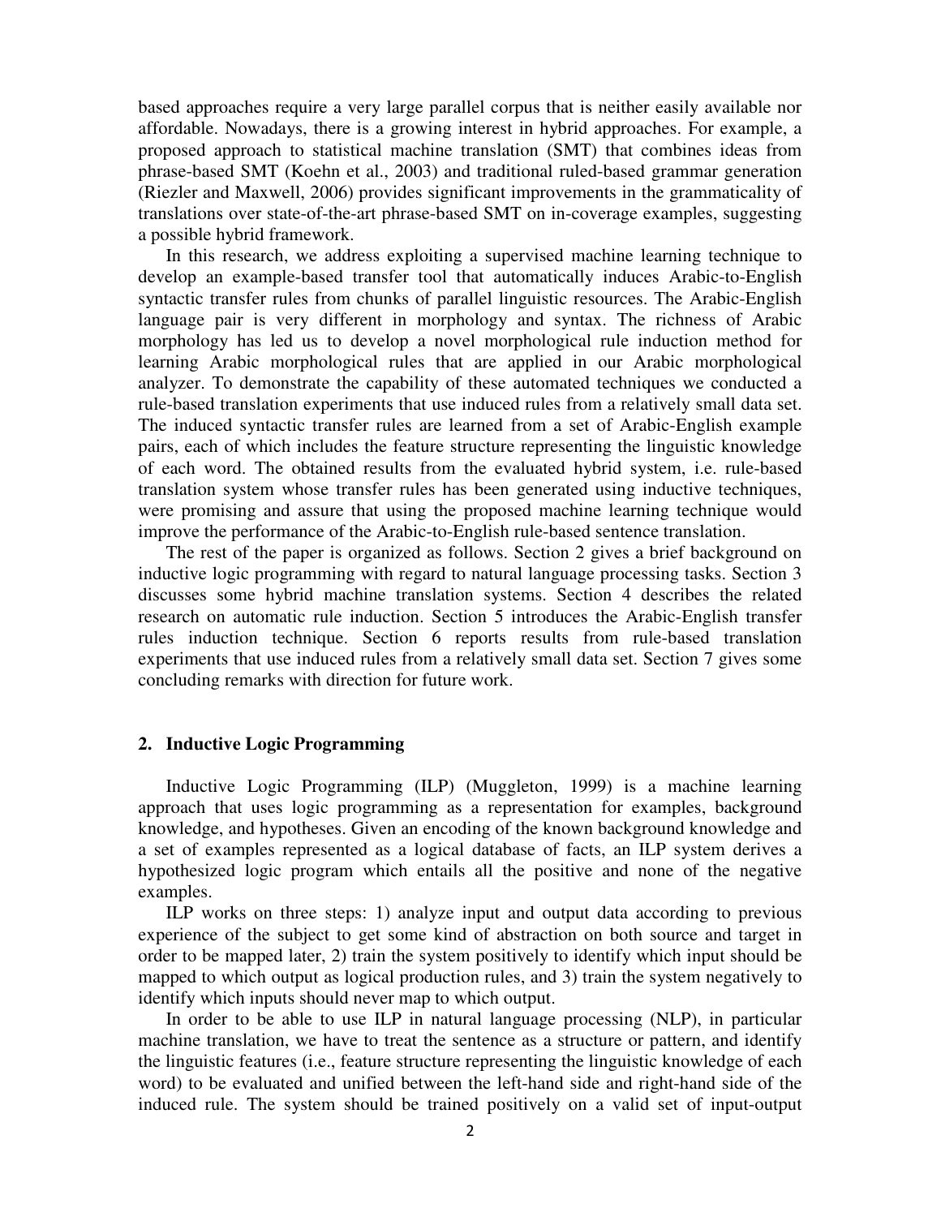based approaches require a very large parallel corpus that is neither easily available nor affordable. Nowadays, there is a growing interest in hybrid approaches. For example, a proposed approach to statistical machine translation (SMT) that combines ideas from phrase-based SMT (Koehn et al., 2003) and traditional ruled-based grammar generation (Riezler and Maxwell, 2006) provides significant improvements in the grammaticality of translations over state-of-the-art phrase-based SMT on in-coverage examples, suggesting a possible hybrid framework.

In this research, we address exploiting a supervised machine learning technique to develop an example-based transfer tool that automatically induces Arabic-to-English syntactic transfer rules from chunks of parallel linguistic resources. The Arabic-English language pair is very different in morphology and syntax. The richness of Arabic morphology has led us to develop a novel morphological rule induction method for learning Arabic morphological rules that are applied in our Arabic morphological analyzer. To demonstrate the capability of these automated techniques we conducted a rule-based translation experiments that use induced rules from a relatively small data set. The induced syntactic transfer rules are learned from a set of Arabic-English example pairs, each of which includes the feature structure representing the linguistic knowledge of each word. The obtained results from the evaluated hybrid system, i.e. rule-based translation system whose transfer rules has been generated using inductive techniques, were promising and assure that using the proposed machine learning technique would improve the performance of the Arabic-to-English rule-based sentence translation.

The rest of the paper is organized as follows. Section 2 gives a brief background on inductive logic programming with regard to natural language processing tasks. Section 3 discusses some hybrid machine translation systems. Section 4 describes the related research on automatic rule induction. Section 5 introduces the Arabic-English transfer rules induction technique. Section 6 reports results from rule-based translation experiments that use induced rules from a relatively small data set. Section 7 gives some concluding remarks with direction for future work.

## 2. Inductive Logic Programming

Inductive Logic Programming (ILP) (Muggleton, 1999) is a machine learning approach that uses logic programming as a representation for examples, background knowledge, and hypotheses. Given an encoding of the known background knowledge and a set of examples represented as a logical database of facts, an ILP system derives a hypothesized logic program which entails all the positive and none of the negative examples.

ILP works on three steps: 1) analyze input and output data according to previous experience of the subject to get some kind of abstraction on both source and target in order to be mapped later, 2) train the system positively to identify which input should be mapped to which output as logical production rules, and 3) train the system negatively to identify which inputs should never map to which output.

In order to be able to use ILP in natural language processing (NLP), in particular machine translation, we have to treat the sentence as a structure or pattern, and identify the linguistic features (i.e., feature structure representing the linguistic knowledge of each word) to be evaluated and unified between the left-hand side and right-hand side of the induced rule. The system should be trained positively on a valid set of input-output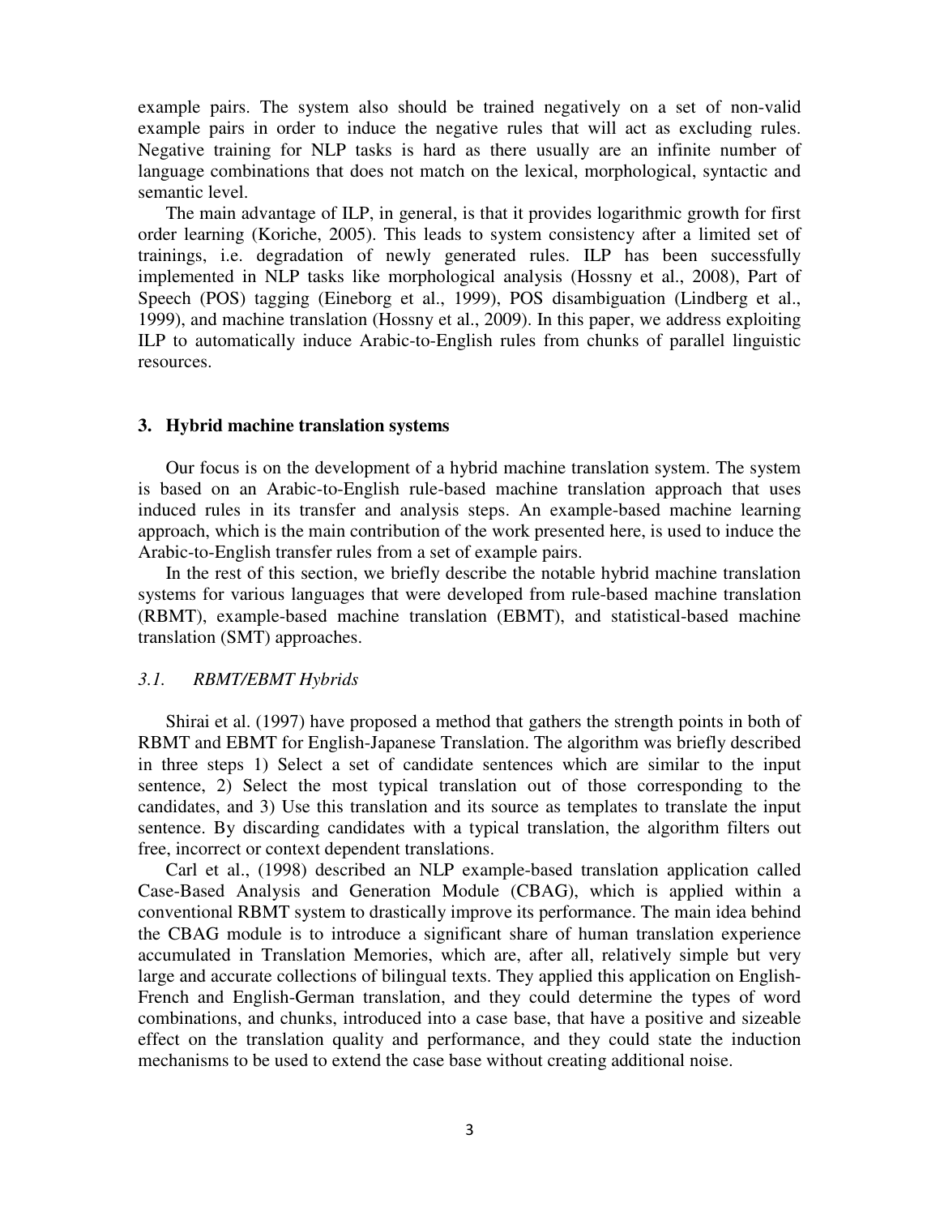example pairs. The system also should be trained negatively on a set of non-valid example pairs in order to induce the negative rules that will act as excluding rules. Negative training for NLP tasks is hard as there usually are an infinite number of language combinations that does not match on the lexical, morphological, syntactic and semantic level.

The main advantage of ILP, in general, is that it provides logarithmic growth for first order learning (Koriche, 2005). This leads to system consistency after a limited set of trainings, i.e. degradation of newly generated rules. ILP has been successfully implemented in NLP tasks like morphological analysis (Hossny et al., 2008), Part of Speech (POS) tagging (Eineborg et al., 1999), POS disambiguation (Lindberg et al., 1999), and machine translation (Hossny et al., 2009). In this paper, we address exploiting ILP to automatically induce Arabic-to-English rules from chunks of parallel linguistic resources.

## 3. Hybrid machine translation systems

Our focus is on the development of a hybrid machine translation system. The system is based on an Arabic-to-English rule-based machine translation approach that uses induced rules in its transfer and analysis steps. An example-based machine learning approach, which is the main contribution of the work presented here, is used to induce the Arabic-to-English transfer rules from a set of example pairs.

In the rest of this section, we briefly describe the notable hybrid machine translation systems for various languages that were developed from rule-based machine translation (RBMT), example-based machine translation (EBMT), and statistical-based machine translation (SMT) approaches.

### *3.1. RBMT/EBMT Hybrids*

Shirai et al. (1997) have proposed a method that gathers the strength points in both of RBMT and EBMT for English-Japanese Translation. The algorithm was briefly described in three steps 1) Select a set of candidate sentences which are similar to the input sentence, 2) Select the most typical translation out of those corresponding to the candidates, and 3) Use this translation and its source as templates to translate the input sentence. By discarding candidates with a typical translation, the algorithm filters out free, incorrect or context dependent translations.

Carl et al., (1998) described an NLP example-based translation application called Case-Based Analysis and Generation Module (CBAG), which is applied within a conventional RBMT system to drastically improve its performance. The main idea behind the CBAG module is to introduce a significant share of human translation experience accumulated in Translation Memories, which are, after all, relatively simple but very large and accurate collections of bilingual texts. They applied this application on English-French and English-German translation, and they could determine the types of word combinations, and chunks, introduced into a case base, that have a positive and sizeable effect on the translation quality and performance, and they could state the induction mechanisms to be used to extend the case base without creating additional noise.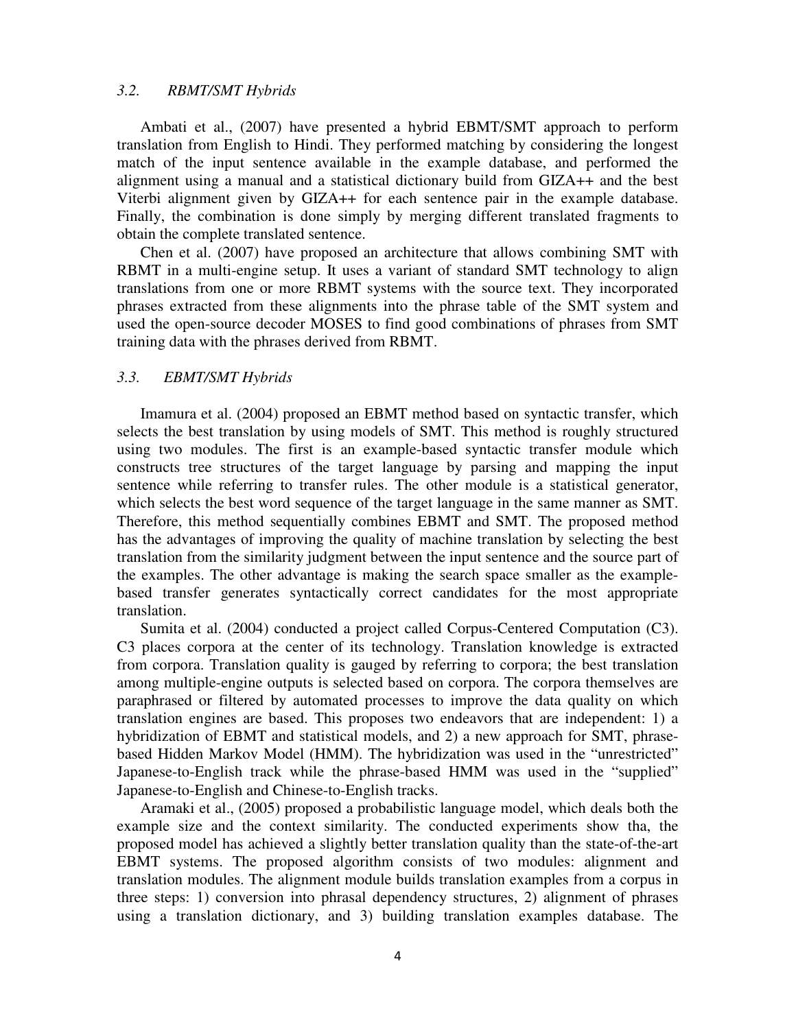### *3.2. RBMT/SMT Hybrids*

Ambati et al., (2007) have presented a hybrid EBMT/SMT approach to perform translation from English to Hindi. They performed matching by considering the longest match of the input sentence available in the example database, and performed the alignment using a manual and a statistical dictionary build from GIZA++ and the best Viterbi alignment given by GIZA++ for each sentence pair in the example database. Finally, the combination is done simply by merging different translated fragments to obtain the complete translated sentence.

Chen et al. (2007) have proposed an architecture that allows combining SMT with RBMT in a multi-engine setup. It uses a variant of standard SMT technology to align translations from one or more RBMT systems with the source text. They incorporated phrases extracted from these alignments into the phrase table of the SMT system and used the open-source decoder MOSES to find good combinations of phrases from SMT training data with the phrases derived from RBMT.

### *3.3. EBMT/SMT Hybrids*

Imamura et al. (2004) proposed an EBMT method based on syntactic transfer, which selects the best translation by using models of SMT. This method is roughly structured using two modules. The first is an example-based syntactic transfer module which constructs tree structures of the target language by parsing and mapping the input sentence while referring to transfer rules. The other module is a statistical generator, which selects the best word sequence of the target language in the same manner as SMT. Therefore, this method sequentially combines EBMT and SMT. The proposed method has the advantages of improving the quality of machine translation by selecting the best translation from the similarity judgment between the input sentence and the source part of the examples. The other advantage is making the search space smaller as the example-based transfer generates syntactically correct candidates for the most appropriate translation.

Sumita et al. (2004) conducted a project called Corpus-Centered Computation (C3). C3 places corpora at the center of its technology. Translation knowledge is extracted from corpora. Translation quality is gauged by referring to corpora; the best translation among multiple-engine outputs is selected based on corpora. The corpora themselves are paraphrased or filtered by automated processes to improve the data quality on which translation engines are based. This proposes two endeavors that are independent: 1) a hybridization of EBMT and statistical models, and 2) a new approach for SMT, phrase-based Hidden Markov Model (HMM). The hybridization was used in the "unrestricted" Japanese-to-English track while the phrase-based HMM was used in the "supplied" Japanese-to-English and Chinese-to-English tracks.

Aramaki et al., (2005) proposed a probabilistic language model, which deals both the example size and the context similarity. The conducted experiments show tha, the proposed model has achieved a slightly better translation quality than the state-of-the-art EBMT systems. The proposed algorithm consists of two modules: alignment and translation modules. The alignment module builds translation examples from a corpus in three steps: 1) conversion into phrasal dependency structures, 2) alignment of phrases using a translation dictionary, and 3) building translation examples database. The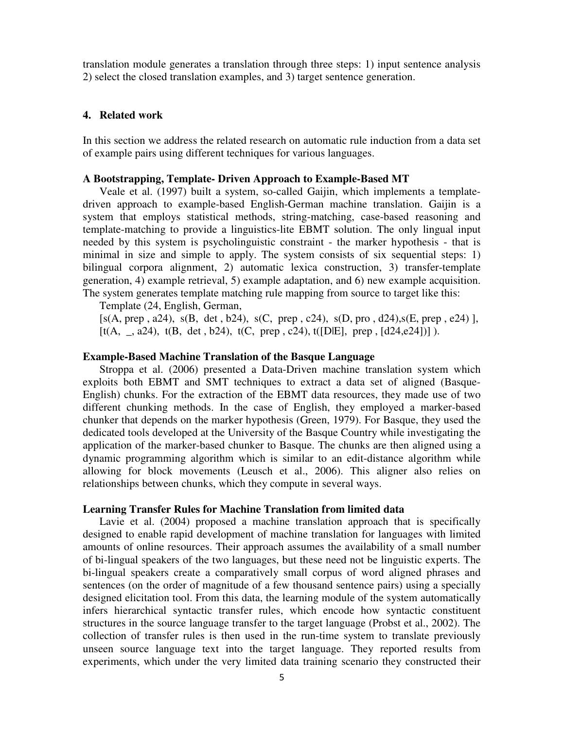translation module generates a translation through three steps: 1) input sentence analysis 2) select the closed translation examples, and 3) target sentence generation.

## 4. Related work

In this section we address the related research on automatic rule induction from a data set of example pairs using different techniques for various languages.

### A Bootstrapping, Template- Driven Approach to Example-Based MT

Veale et al. (1997) built a system, so-called Gaijin, which implements a template-driven approach to example-based English-German machine translation. Gaijin is a system that employs statistical methods, string-matching, case-based reasoning and template-matching to provide a linguistics-lite EBMT solution. The only lingual input needed by this system is psycholinguistic constraint - the marker hypothesis - that is minimal in size and simple to apply. The system consists of six sequential steps: 1) bilingual corpora alignment, 2) automatic lexica construction, 3) transfer-template generation, 4) example retrieval, 5) example adaptation, and 6) new example acquisition. The system generates template matching rule mapping from source to target like this:

Template (24, English, German,
[s(A, prep , a24), s(B, det , b24), s(C, prep , c24), s(D, pro , d24),s(E, prep , e24) ],
[t(A, _, a24), t(B, det , b24), t(C, prep , c24), t([D|E], prep , [d24,e24])] ).

### Example-Based Machine Translation of the Basque Language

Stroppa et al. (2006) presented a Data-Driven machine translation system which exploits both EBMT and SMT techniques to extract a data set of aligned (Basque-English) chunks. For the extraction of the EBMT data resources, they made use of two different chunking methods. In the case of English, they employed a marker-based chunker that depends on the marker hypothesis (Green, 1979). For Basque, they used the dedicated tools developed at the University of the Basque Country while investigating the application of the marker-based chunker to Basque. The chunks are then aligned using a dynamic programming algorithm which is similar to an edit-distance algorithm while allowing for block movements (Leusch et al., 2006). This aligner also relies on relationships between chunks, which they compute in several ways.

### Learning Transfer Rules for Machine Translation from limited data

Lavie et al. (2004) proposed a machine translation approach that is specifically designed to enable rapid development of machine translation for languages with limited amounts of online resources. Their approach assumes the availability of a small number of bi-lingual speakers of the two languages, but these need not be linguistic experts. The bi-lingual speakers create a comparatively small corpus of word aligned phrases and sentences (on the order of magnitude of a few thousand sentence pairs) using a specially designed elicitation tool. From this data, the learning module of the system automatically infers hierarchical syntactic transfer rules, which encode how syntactic constituent structures in the source language transfer to the target language (Probst et al., 2002). The collection of transfer rules is then used in the run-time system to translate previously unseen source language text into the target language. They reported results from experiments, which under the very limited data training scenario they constructed their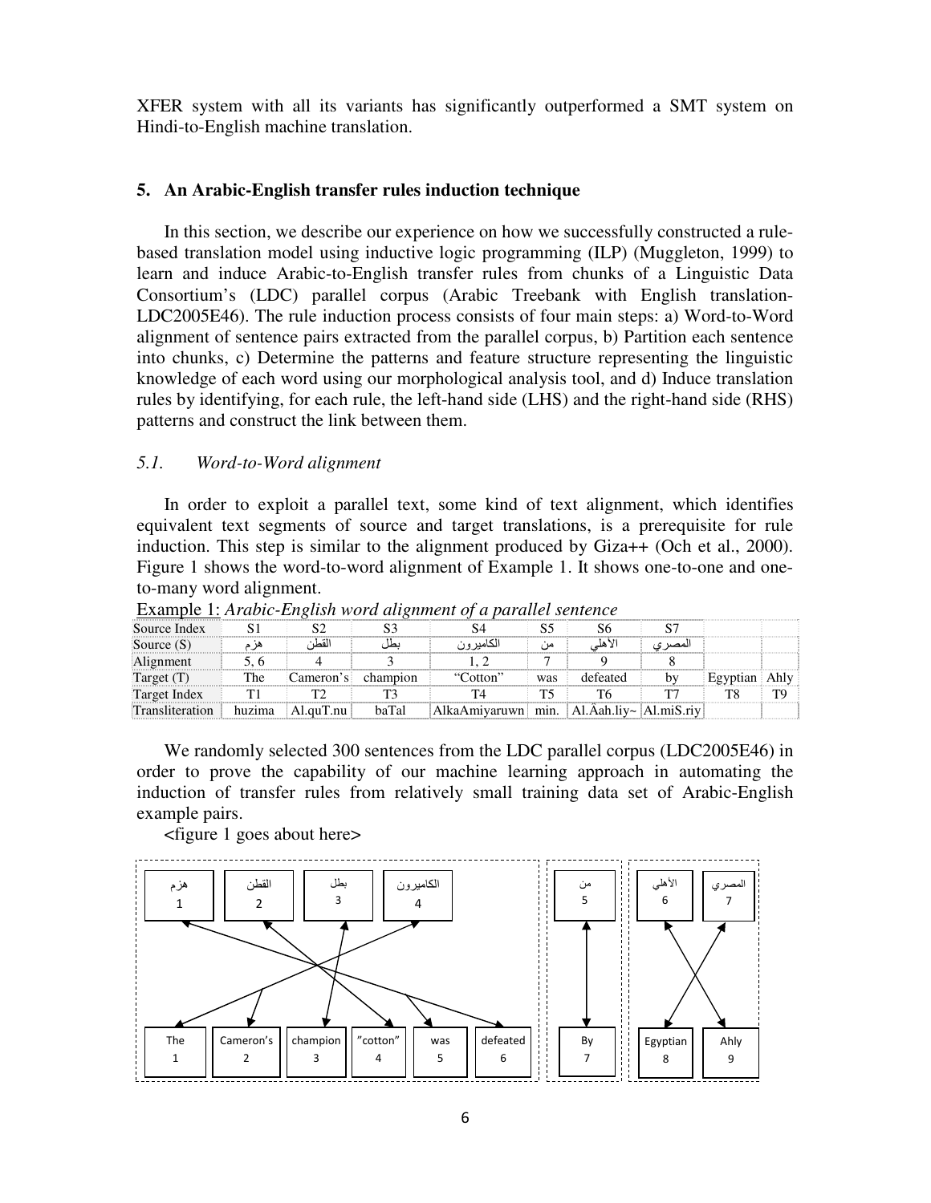XFER system with all its variants has significantly outperformed a SMT system on Hindi-to-English machine translation.

### 5. An Arabic-English transfer rules induction technique

In this section, we describe our experience on how we successfully constructed a rule-based translation model using inductive logic programming (ILP) (Muggleton, 1999) to learn and induce Arabic-to-English transfer rules from chunks of a Linguistic Data Consortium's (LDC) parallel corpus (Arabic Treebank with English translation-LDC2005E46). The rule induction process consists of four main steps: a) Word-to-Word alignment of sentence pairs extracted from the parallel corpus, b) Partition each sentence into chunks, c) Determine the patterns and feature structure representing the linguistic knowledge of each word using our morphological analysis tool, and d) Induce translation rules by identifying, for each rule, the left-hand side (LHS) and the right-hand side (RHS) patterns and construct the link between them.

#### *5.1. Word-to-Word alignment*

In order to exploit a parallel text, some kind of text alignment, which identifies equivalent text segments of source and target translations, is a prerequisite for rule induction. This step is similar to the alignment produced by Giza++ (Och et al., 2000). Figure 1 shows the word-to-word alignment of Example 1. It shows one-to-one and one-to-many word alignment.

Example 1: *Arabic-English word alignment of a parallel sentence*

| Source Index | S1 | S2 | S3 | S4 | S5 | S6 | S7 | | |
|---|---|---|---|---|---|---|---|---|---|
| Source (S) | هزم | القطن | بطل | الكاميرون | من | الأهلي | المصري | | |
| Alignment | 5, 6 | 4 | 3 | 1, 2 | 7 | 9 | 8 | | |
| Target (T) | The | Cameron's | champion | "Cotton" | was | defeated | by | Egyptian | Ahly |
| Target Index | T1 | T2 | T3 | T4 | T5 | T6 | T7 | T8 | T9 |
| Transliteration | huzima | Al.quT.nu | baTal | AlkaAmiyaruwn | min. | Al.Äah.liy~ | Al.miS.riy | | |

We randomly selected 300 sentences from the LDC parallel corpus (LDC2005E46) in order to prove the capability of our machine learning approach in automating the induction of transfer rules from relatively small training data set of Arabic-English example pairs.

<figure 1 goes about here>

| هزم 1 | القطن 2 | بطل 3 | الكاميرون 4 | من 5 | الأهلي 6 | المصري 7 |
|---|---|---|---|---|---|---|

| The 1 | Cameron's 2 | champion 3 | "cotton" 4 | was 5 | defeated 6 | By 7 | Egyptian 8 | Ahly 9 |
|---|---|---|---|---|---|---|---|---|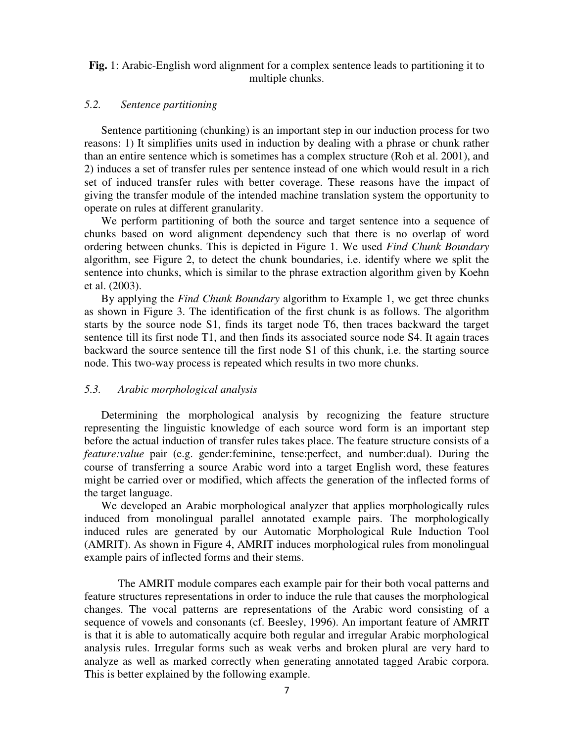**Fig.** 1: Arabic-English word alignment for a complex sentence leads to partitioning it to multiple chunks.

### *5.2. Sentence partitioning*

Sentence partitioning (chunking) is an important step in our induction process for two reasons: 1) It simplifies units used in induction by dealing with a phrase or chunk rather than an entire sentence which is sometimes has a complex structure (Roh et al. 2001), and 2) induces a set of transfer rules per sentence instead of one which would result in a rich set of induced transfer rules with better coverage. These reasons have the impact of giving the transfer module of the intended machine translation system the opportunity to operate on rules at different granularity.

We perform partitioning of both the source and target sentence into a sequence of chunks based on word alignment dependency such that there is no overlap of word ordering between chunks. This is depicted in Figure 1. We used *Find Chunk Boundary* algorithm, see Figure 2, to detect the chunk boundaries, i.e. identify where we split the sentence into chunks, which is similar to the phrase extraction algorithm given by Koehn et al. (2003).

By applying the *Find Chunk Boundary* algorithm to Example 1, we get three chunks as shown in Figure 3. The identification of the first chunk is as follows. The algorithm starts by the source node S1, finds its target node T6, then traces backward the target sentence till its first node T1, and then finds its associated source node S4. It again traces backward the source sentence till the first node S1 of this chunk, i.e. the starting source node. This two-way process is repeated which results in two more chunks.

### *5.3. Arabic morphological analysis*

Determining the morphological analysis by recognizing the feature structure representing the linguistic knowledge of each source word form is an important step before the actual induction of transfer rules takes place. The feature structure consists of a *feature:value* pair (e.g. gender:feminine, tense:perfect, and number:dual). During the course of transferring a source Arabic word into a target English word, these features might be carried over or modified, which affects the generation of the inflected forms of the target language.

We developed an Arabic morphological analyzer that applies morphologically rules induced from monolingual parallel annotated example pairs. The morphologically induced rules are generated by our Automatic Morphological Rule Induction Tool (AMRIT). As shown in Figure 4, AMRIT induces morphological rules from monolingual example pairs of inflected forms and their stems.

The AMRIT module compares each example pair for their both vocal patterns and feature structures representations in order to induce the rule that causes the morphological changes. The vocal patterns are representations of the Arabic word consisting of a sequence of vowels and consonants (cf. Beesley, 1996). An important feature of AMRIT is that it is able to automatically acquire both regular and irregular Arabic morphological analysis rules. Irregular forms such as weak verbs and broken plural are very hard to analyze as well as marked correctly when generating annotated tagged Arabic corpora. This is better explained by the following example.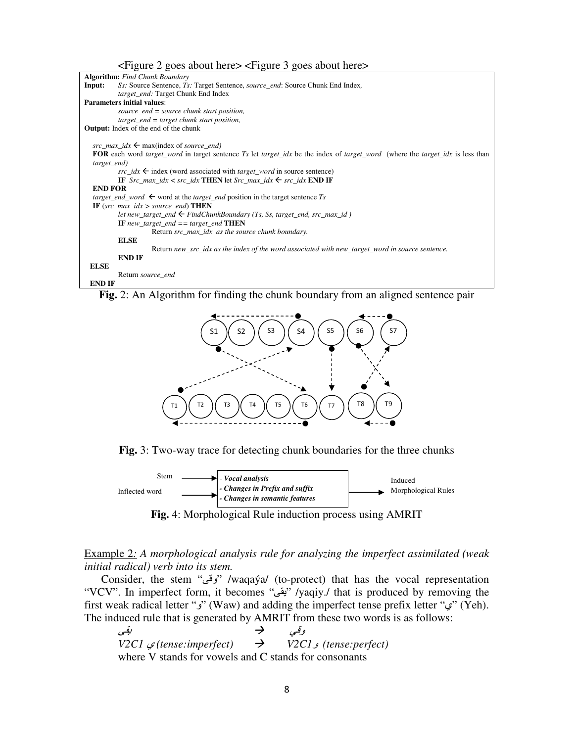<Figure 2 goes about here> <Figure 3 goes about here>

```
Algorithm: Find Chunk Boundary
Input:    Ss: Source Sentence, Ts: Target Sentence, source_end: Source Chunk End Index,
          target_end: Target Chunk End Index
Parameters initial values:
          source_end = source chunk start position,
          target_end = target chunk start position,
Output: Index of the end of the chunk

  src_max_idx ← max(index of source_end)
  FOR each word target_word in target sentence Ts let target_idx be the index of target_word  (where the target_idx is less than
  target_end)
          src_idx ← index (word associated with target_word in source sentence)
          IF  Src_max_idx < src_idx THEN let Src_max_idx ← src_idx END IF
  END FOR
  target_end_word  ← word at the target_end position in the target sentence Ts
  IF (src_max_idx > source_end) THEN
          let new_target_end ← FindChunkBoundary (Ts, Ss, target_end, src_max_id )
          IF new_target_end == target_end THEN
                    Return src_max_idx  as the source chunk boundary.
          ELSE
                    Return new_src_idx as the index of the word associated with new_target_word in source sentence.
          END IF
  ELSE
          Return source_end
  END IF
```

**Fig.** 2: An Algorithm for finding the chunk boundary from an aligned sentence pair

**Fig.** 3: Two-way trace for detecting chunk boundaries for the three chunks

**Fig.** 4: Morphological Rule induction process using AMRIT

Example 2*: A morphological analysis rule for analyzing the imperfect assimilated (weak initial radical) verb into its stem.*

Consider, the stem "وقى" /waqaý́a/ (to-protect) that has the vocal representation "VCV". In imperfect form, it becomes "يقى" /yaqiy./ that is produced by removing the first weak radical letter "و" (Waw) and adding the imperfect tense prefix letter "ي" (Yeh). The induced rule that is generated by AMRIT from these two words is as follows:

*يقى* → *وقي*

*V2C1 ي(tense:imperfect)* → *V2C1و (tense:perfect)*

where V stands for vowels and C stands for consonants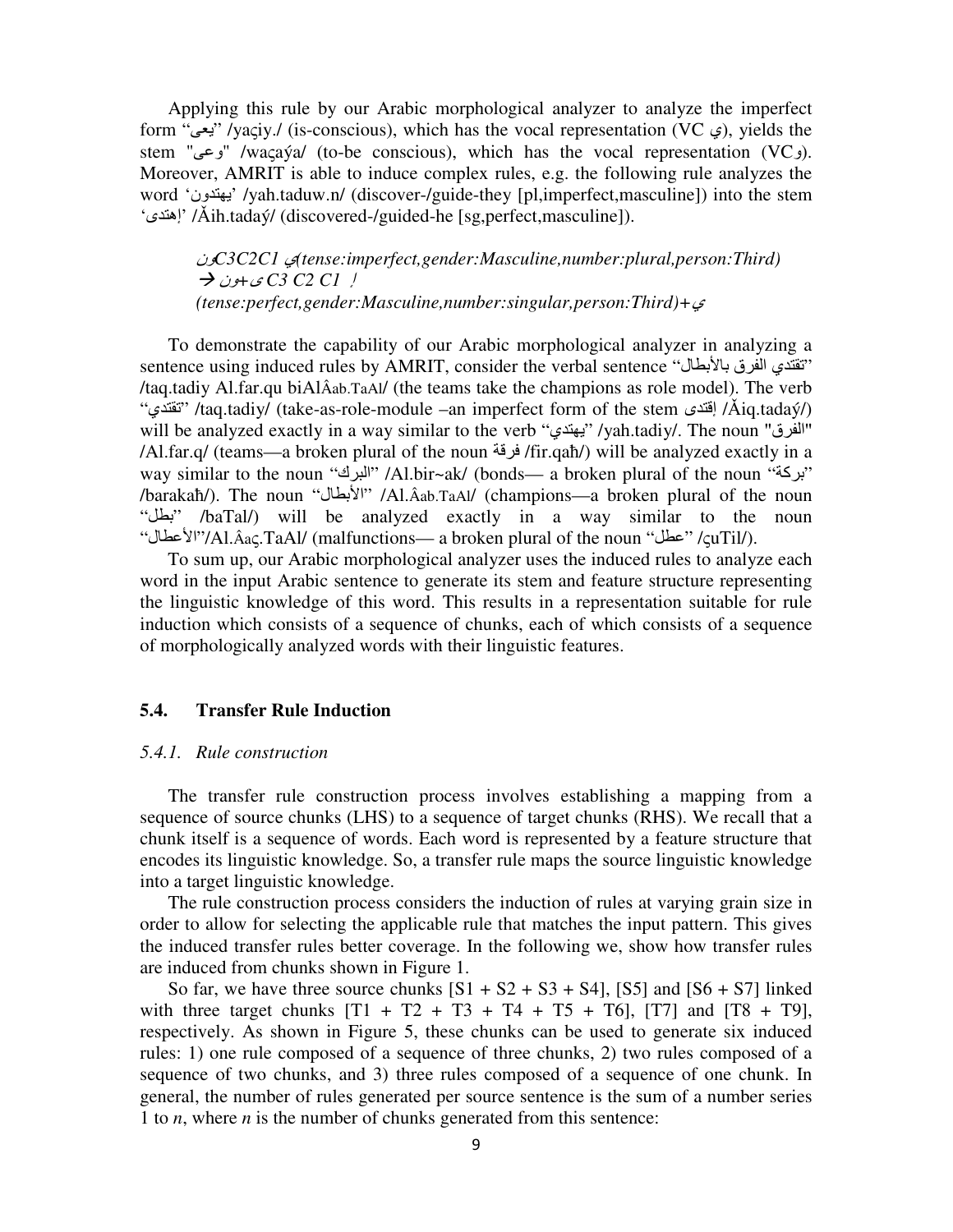Applying this rule by our Arabic morphological analyzer to analyze the imperfect form "يعى" /yaçiy./ (is-conscious), which has the vocal representation (VC ي), yields the stem "وعى" /waçaý́a/ (to-be conscious), which has the vocal representation (VCو). Moreover, AMRIT is able to induce complex rules, e.g. the following rule analyzes the word 'يهتدون' /yah.taduw.n/ (discover-/guide-they [pl,imperfect,masculine]) into the stem 'إهتدى' /Ăih.tadaý/ (discovered-/guided-he [sg,perfect,masculine]).

> *ونC3C2C1 ي(tense:imperfect,gender:Masculine,number:plural,person:Third)*
> *→ ى+ون C3 C2 C1 إ*
> *(tense:perfect,gender:Masculine,number:singular,person:Third)+ي*

To demonstrate the capability of our Arabic morphological analyzer in analyzing a sentence using induced rules by AMRIT, consider the verbal sentence "تقتدي الفرق بالأبطال" /taq.tadiy Al.far.qu biAlÂab.TaAl/ (the teams take the champions as role model). The verb "تقتدي" /taq.tadiy/ (take-as-role-module –an imperfect form of the stem إقتدى /Ăiq.tadaý/) will be analyzed exactly in a way similar to the verb "يهتدي" /yah.tadiy/. The noun "الفرق" /Al.far.q/ (teams—a broken plural of the noun فرقة /fir.qaħ/) will be analyzed exactly in a way similar to the noun "البرك" /Al.bir~ak/ (bonds— a broken plural of the noun "بركة" /barakaħ/). The noun "الأبطال" /Al.Âab.TaAl/ (champions—a broken plural of the noun "بطل" /baTal/) will be analyzed exactly in a way similar to the noun "الأعطال"/Al.Âaç.TaAl/ (malfunctions— a broken plural of the noun "عطل" /çuTil/).

To sum up, our Arabic morphological analyzer uses the induced rules to analyze each word in the input Arabic sentence to generate its stem and feature structure representing the linguistic knowledge of this word. This results in a representation suitable for rule induction which consists of a sequence of chunks, each of which consists of a sequence of morphologically analyzed words with their linguistic features.

### 5.4. Transfer Rule Induction

#### *5.4.1. Rule construction*

The transfer rule construction process involves establishing a mapping from a sequence of source chunks (LHS) to a sequence of target chunks (RHS). We recall that a chunk itself is a sequence of words. Each word is represented by a feature structure that encodes its linguistic knowledge. So, a transfer rule maps the source linguistic knowledge into a target linguistic knowledge.

The rule construction process considers the induction of rules at varying grain size in order to allow for selecting the applicable rule that matches the input pattern. This gives the induced transfer rules better coverage. In the following we, show how transfer rules are induced from chunks shown in Figure 1.

So far, we have three source chunks [S1 + S2 + S3 + S4], [S5] and [S6 + S7] linked with three target chunks [T1 + T2 + T3 + T4 + T5 + T6], [T7] and [T8 + T9], respectively. As shown in Figure 5, these chunks can be used to generate six induced rules: 1) one rule composed of a sequence of three chunks, 2) two rules composed of a sequence of two chunks, and 3) three rules composed of a sequence of one chunk. In general, the number of rules generated per source sentence is the sum of a number series 1 to *n*, where *n* is the number of chunks generated from this sentence: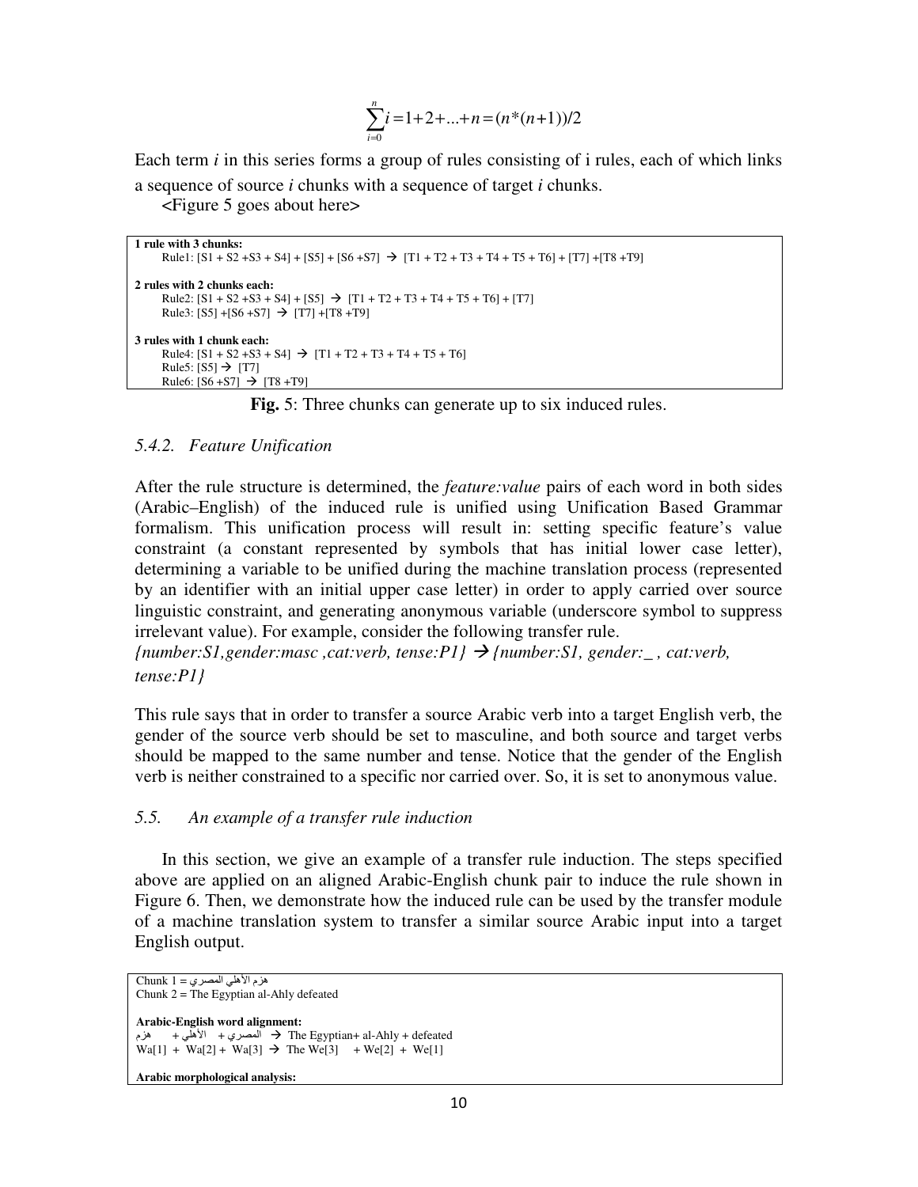$$\sum_{i=0}^{n} i = 1 + 2 + ... + n = (n*(n+1))/2$$

Each term *i* in this series forms a group of rules consisting of i rules, each of which links a sequence of source *i* chunks with a sequence of target *i* chunks.

<Figure 5 goes about here>

```
1 rule with 3 chunks:
    Rule1: [S1 + S2 +S3 + S4] + [S5] + [S6 +S7]  →  [T1 + T2 + T3 + T4 + T5 + T6] + [T7] +[T8 +T9]

2 rules with 2 chunks each:
    Rule2: [S1 + S2 +S3 + S4] + [S5]  →  [T1 + T2 + T3 + T4 + T5 + T6] + [T7]
    Rule3: [S5] +[S6 +S7]  →  [T7] +[T8 +T9]

3 rules with 1 chunk each:
    Rule4: [S1 + S2 +S3 + S4]  →  [T1 + T2 + T3 + T4 + T5 + T6]
    Rule5: [S5] →  [T7]
    Rule6: [S6 +S7]  →  [T8 +T9]
```

**Fig.** 5: Three chunks can generate up to six induced rules.

### *5.4.2. Feature Unification*

After the rule structure is determined, the *feature:value* pairs of each word in both sides (Arabic–English) of the induced rule is unified using Unification Based Grammar formalism. This unification process will result in: setting specific feature's value constraint (a constant represented by symbols that has initial lower case letter), determining a variable to be unified during the machine translation process (represented by an identifier with an initial upper case letter) in order to apply carried over source linguistic constraint, and generating anonymous variable (underscore symbol to suppress irrelevant value). For example, consider the following transfer rule.

*{number:S1,gender:masc ,cat:verb, tense:P1} → {number:S1, gender:_ , cat:verb, tense:P1}*

This rule says that in order to transfer a source Arabic verb into a target English verb, the gender of the source verb should be set to masculine, and both source and target verbs should be mapped to the same number and tense. Notice that the gender of the English verb is neither constrained to a specific nor carried over. So, it is set to anonymous value.

### *5.5. An example of a transfer rule induction*

In this section, we give an example of a transfer rule induction. The steps specified above are applied on an aligned Arabic-English chunk pair to induce the rule shown in Figure 6. Then, we demonstrate how the induced rule can be used by the transfer module of a machine translation system to transfer a similar source Arabic input into a target English output.

```
Chunk 1 = هزم الأهلي المصري
Chunk 2 = The Egyptian al-Ahly defeated

Arabic-English word alignment:
هزم + الأهلي + المصري  →  The Egyptian+ al-Ahly + defeated
Wa[1]  +  Wa[2] +  Wa[3]  →  The We[3]    + We[2]  +  We[1]

Arabic morphological analysis:
```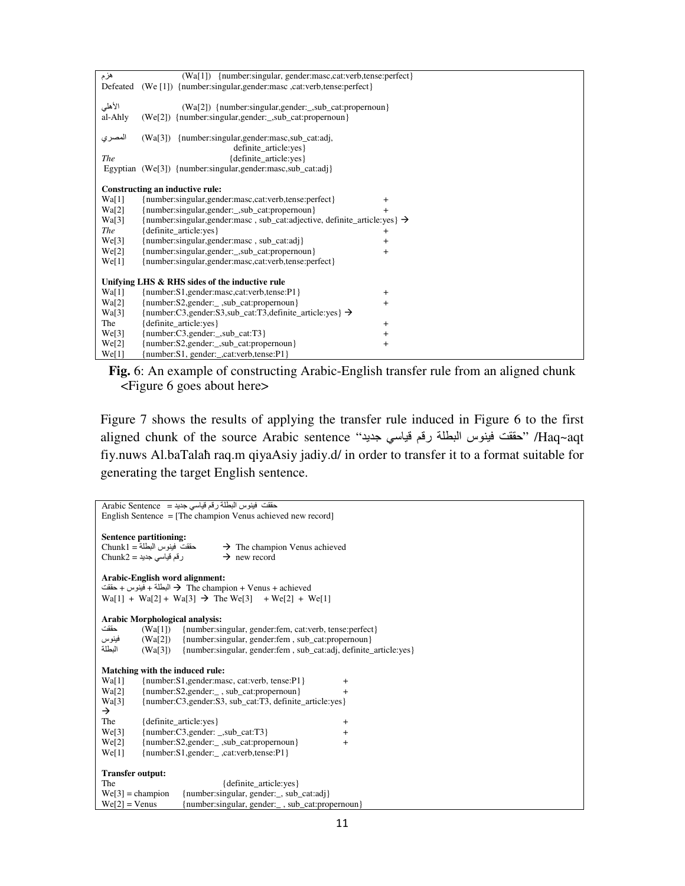```
هزم          (Wa[1])  {number:singular, gender:masc,cat:verb,tense:perfect}
Defeated  (We [1])  {number:singular,gender:masc ,cat:verb,tense:perfect}

الأهلي          (Wa[2])  {number:singular,gender:_,sub_cat:propernoun}
al-Ahly   (We[2])  {number:singular,gender:_,sub_cat:propernoun}

المصري    (Wa[3])  {number:singular,gender:masc,sub_cat:adj,
                              definite_article:yes}
The                           {definite_article:yes}
 Egyptian  (We[3])  {number:singular,gender:masc,sub_cat:adj}
```

**Constructing an inductive rule:**

```
Wa[1]    {number:singular,gender:masc,cat:verb,tense:perfect}              +
Wa[2]    {number:singular,gender:_,sub_cat:propernoun}                     +
Wa[3]    {number:singular,gender:masc , sub_cat:adjective, definite_article:yes} →
The      {definite_article:yes}                                            +
We[3]    {number:singular,gender:masc , sub_cat:adj}                       +
We[2]    {number:singular,gender:_,sub_cat:propernoun}                     +
We[1]    {number:singular,gender:masc,cat:verb,tense:perfect}
```

**Unifying LHS & RHS sides of the inductive rule**

```
Wa[1]    {number:S1,gender:masc,cat:verb,tense:P1}                         +
Wa[2]    {number:S2,gender:_ ,sub_cat:propernoun}                          +
Wa[3]    {number:C3,gender:S3,sub_cat:T3,definite_article:yes} →
The      {definite_article:yes}                                            +
We[3]    {number:C3,gender:_,sub_cat:T3}                                   +
We[2]    {number:S2,gender:_,sub_cat:propernoun}                           +
We[1]    {number:S1, gender:_,cat:verb,tense:P1}
```

**Fig.** 6: An example of constructing Arabic-English transfer rule from an aligned chunk <Figure 6 goes about here>

Figure 7 shows the results of applying the transfer rule induced in Figure 6 to the first aligned chunk of the source Arabic sentence "حققت فينوس البطلة رقم قياسي جديد" /Haq~aqt fiy.nuws Al.baTalah raq.m qiyaAsiy jadiy.d/ in order to transfer it to a format suitable for generating the target English sentence.

```
Arabic Sentence  =  حققت فينوس البطلة رقم قياسي جديد
English Sentence  = [The champion Venus achieved new record]
```

**Sentence partitioning:**

```
Chunk1 = حققت فينوس البطلة        →  The champion Venus achieved
Chunk2 = رقم قياسي جديد            →  new record
```

**Arabic-English word alignment:**

```
حققت + فينوس + البطلة  →  The champion + Venus + achieved
Wa[1]  +  Wa[2] +  Wa[3]  →  The We[3]    + We[2]  +  We[1]
```

**Arabic Morphological analysis:**

```
حققت      (Wa[1])   {number:singular, gender:fem, cat:verb, tense:perfect}
فينوس     (Wa[2])   {number:singular, gender:fem , sub_cat:propernoun}
البطلة    (Wa[3])   {number:singular, gender:fem , sub_cat:adj, definite_article:yes}
```

**Matching with the induced rule:**

```
Wa[1]    {number:S1,gender:masc, cat:verb, tense:P1}          +
Wa[2]    {number:S2,gender:_ , sub_cat:propernoun}            +
Wa[3]    {number:C3,gender:S3, sub_cat:T3, definite_article:yes}
→
The      {definite_article:yes}                               +
We[3]    {number:C3,gender: _,sub_cat:T3}                     +
We[2]    {number:S2,gender:_ ,sub_cat:propernoun}             +
We[1]    {number:S1,gender:_ ,cat:verb,tense:P1}
```

**Transfer output:**

```
The                        {definite_article:yes}
We[3] = champion     {number:singular, gender:_, sub_cat:adj}
We[2] = Venus          {number:singular, gender:_ , sub_cat:propernoun}
```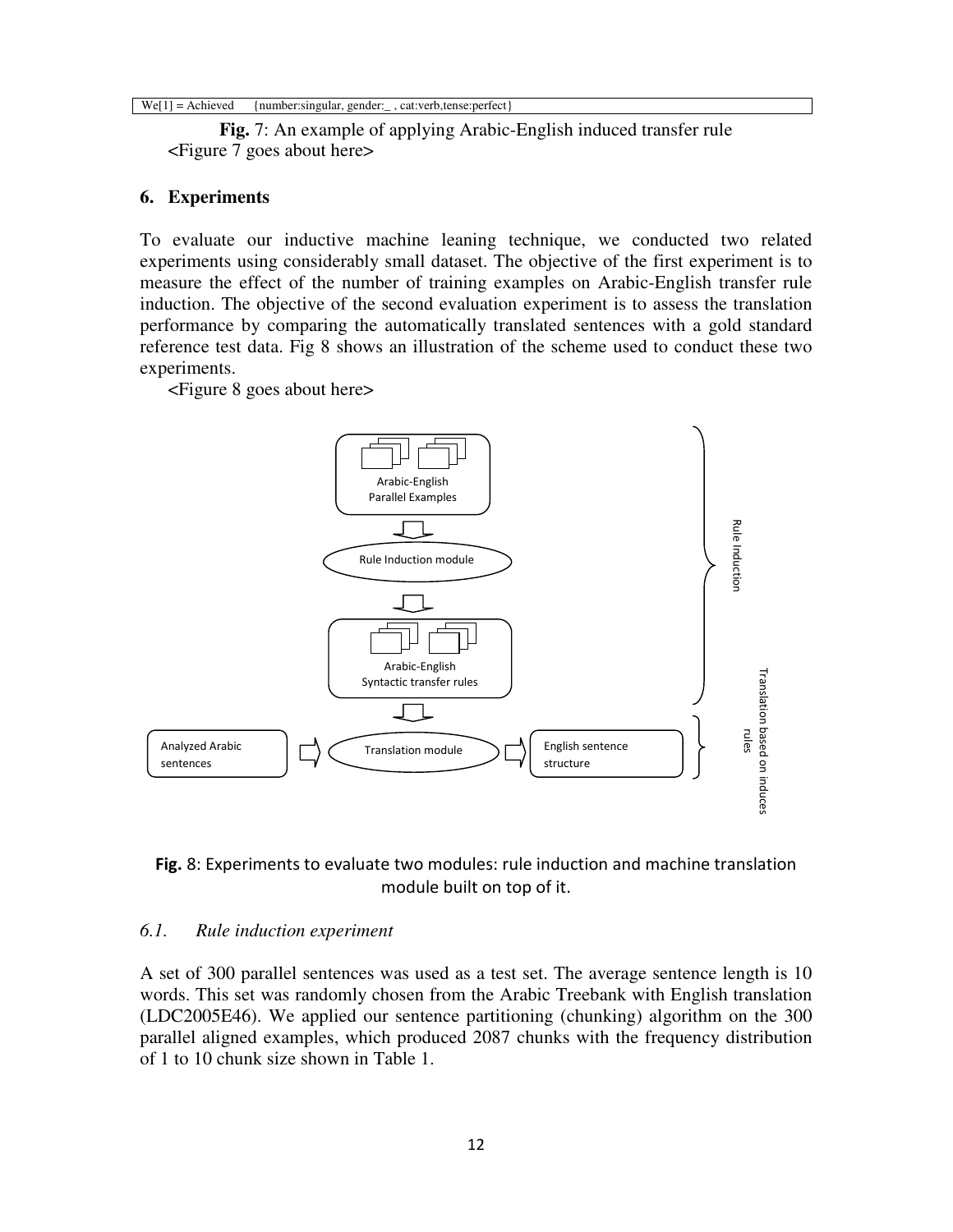| We[1] = Achieved | {number:singular, gender:_ , cat:verb,tense:perfect} |
|---|---|

**Fig.** 7: An example of applying Arabic-English induced transfer rule
<Figure 7 goes about here>

## 6. Experiments

To evaluate our inductive machine leaning technique, we conducted two related experiments using considerably small dataset. The objective of the first experiment is to measure the effect of the number of training examples on Arabic-English transfer rule induction. The objective of the second evaluation experiment is to assess the translation performance by comparing the automatically translated sentences with a gold standard reference test data. Fig 8 shows an illustration of the scheme used to conduct these two experiments.

<Figure 8 goes about here>

Arabic-English Parallel Examples

Rule Induction module

Arabic-English Syntactic transfer rules

Analyzed Arabic sentences

Translation module

English sentence structure

Rule Induction

Translation based on induces rules

**Fig.** 8: Experiments to evaluate two modules: rule induction and machine translation module built on top of it.

### *6.1. Rule induction experiment*

A set of 300 parallel sentences was used as a test set. The average sentence length is 10 words. This set was randomly chosen from the Arabic Treebank with English translation (LDC2005E46). We applied our sentence partitioning (chunking) algorithm on the 300 parallel aligned examples, which produced 2087 chunks with the frequency distribution of 1 to 10 chunk size shown in Table 1.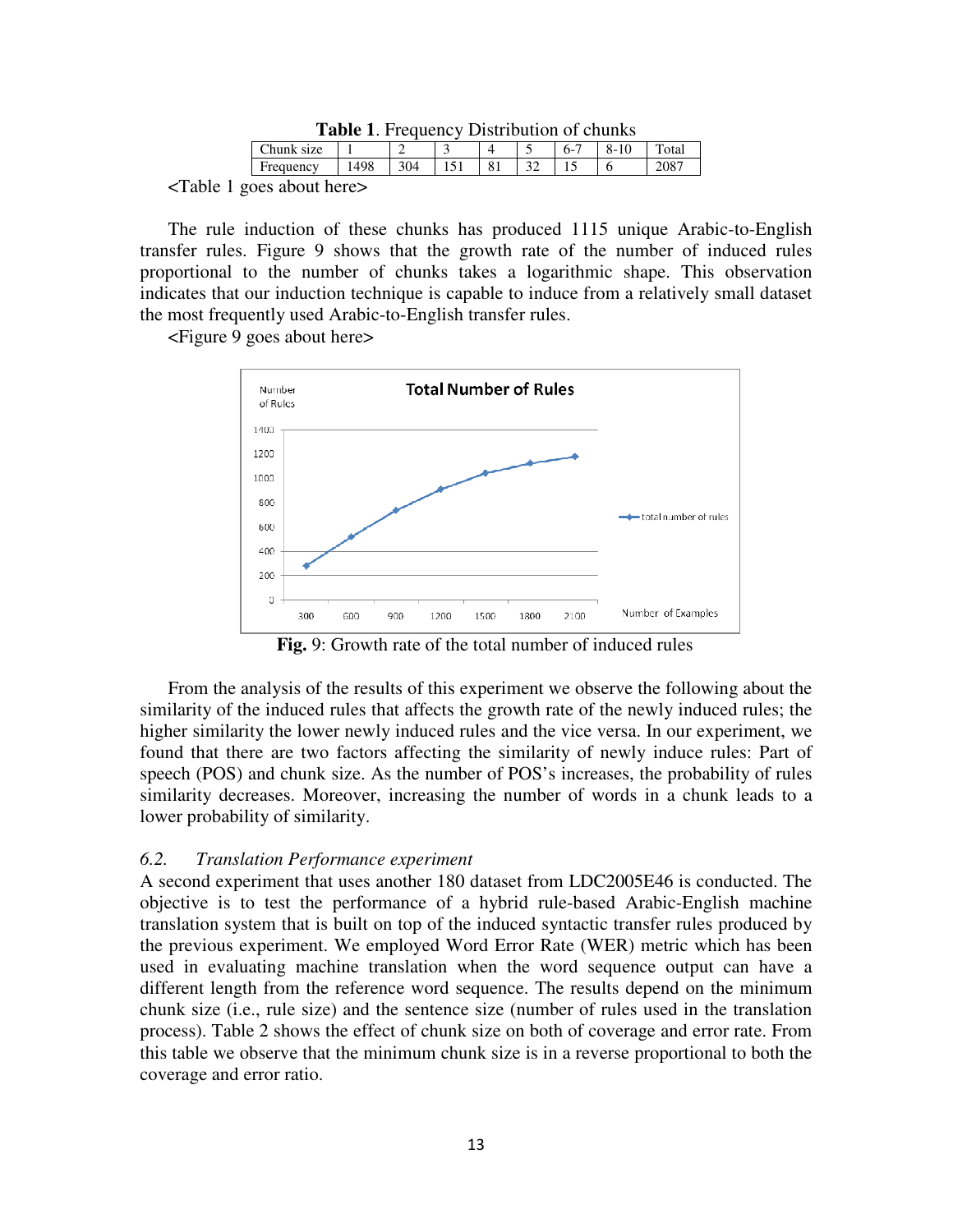**Table 1**. Frequency Distribution of chunks

| Chunk size | 1 | 2 | 3 | 4 | 5 | 6-7 | 8-10 | Total |
|---|---|---|---|---|---|---|---|---|
| Frequency | 1498 | 304 | 151 | 81 | 32 | 15 | 6 | 2087 |

<Table 1 goes about here>

The rule induction of these chunks has produced 1115 unique Arabic-to-English transfer rules. Figure 9 shows that the growth rate of the number of induced rules proportional to the number of chunks takes a logarithmic shape. This observation indicates that our induction technique is capable to induce from a relatively small dataset the most frequently used Arabic-to-English transfer rules.

<Figure 9 goes about here>

**Fig.** 9: Growth rate of the total number of induced rules

From the analysis of the results of this experiment we observe the following about the similarity of the induced rules that affects the growth rate of the newly induced rules; the higher similarity the lower newly induced rules and the vice versa. In our experiment, we found that there are two factors affecting the similarity of newly induce rules: Part of speech (POS) and chunk size. As the number of POS's increases, the probability of rules similarity decreases. Moreover, increasing the number of words in a chunk leads to a lower probability of similarity.

### *6.2. Translation Performance experiment*

A second experiment that uses another 180 dataset from LDC2005E46 is conducted. The objective is to test the performance of a hybrid rule-based Arabic-English machine translation system that is built on top of the induced syntactic transfer rules produced by the previous experiment. We employed Word Error Rate (WER) metric which has been used in evaluating machine translation when the word sequence output can have a different length from the reference word sequence. The results depend on the minimum chunk size (i.e., rule size) and the sentence size (number of rules used in the translation process). Table 2 shows the effect of chunk size on both of coverage and error rate. From this table we observe that the minimum chunk size is in a reverse proportional to both the coverage and error ratio.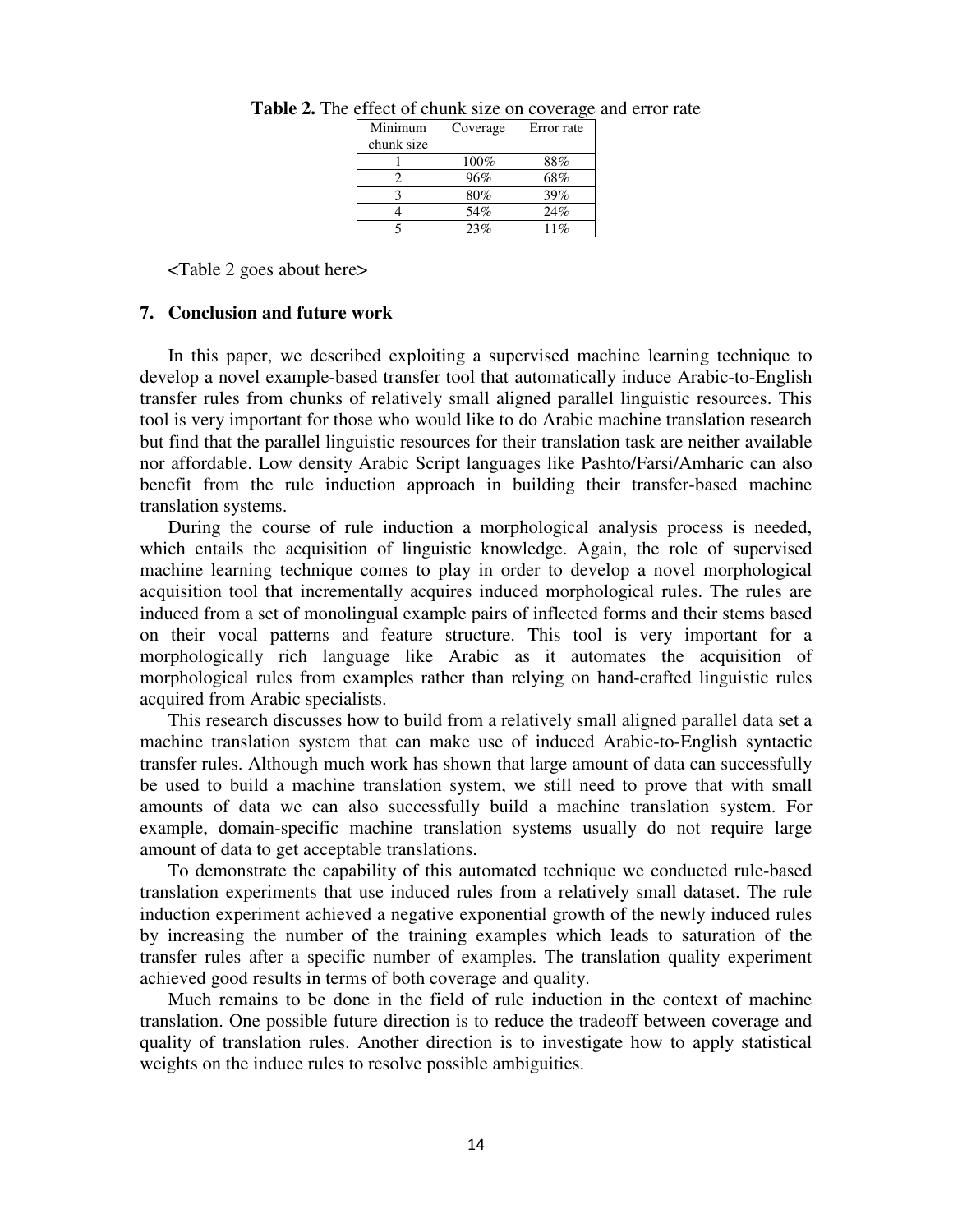**Table 2.** The effect of chunk size on coverage and error rate

| Minimum chunk size | Coverage | Error rate |
|---|---|---|
| 1 | 100% | 88% |
| 2 | 96% | 68% |
| 3 | 80% | 39% |
| 4 | 54% | 24% |
| 5 | 23% | 11% |

<Table 2 goes about here>

## 7. Conclusion and future work

In this paper, we described exploiting a supervised machine learning technique to develop a novel example-based transfer tool that automatically induce Arabic-to-English transfer rules from chunks of relatively small aligned parallel linguistic resources. This tool is very important for those who would like to do Arabic machine translation research but find that the parallel linguistic resources for their translation task are neither available nor affordable. Low density Arabic Script languages like Pashto/Farsi/Amharic can also benefit from the rule induction approach in building their transfer-based machine translation systems.

During the course of rule induction a morphological analysis process is needed, which entails the acquisition of linguistic knowledge. Again, the role of supervised machine learning technique comes to play in order to develop a novel morphological acquisition tool that incrementally acquires induced morphological rules. The rules are induced from a set of monolingual example pairs of inflected forms and their stems based on their vocal patterns and feature structure. This tool is very important for a morphologically rich language like Arabic as it automates the acquisition of morphological rules from examples rather than relying on hand-crafted linguistic rules acquired from Arabic specialists.

This research discusses how to build from a relatively small aligned parallel data set a machine translation system that can make use of induced Arabic-to-English syntactic transfer rules. Although much work has shown that large amount of data can successfully be used to build a machine translation system, we still need to prove that with small amounts of data we can also successfully build a machine translation system. For example, domain-specific machine translation systems usually do not require large amount of data to get acceptable translations.

To demonstrate the capability of this automated technique we conducted rule-based translation experiments that use induced rules from a relatively small dataset. The rule induction experiment achieved a negative exponential growth of the newly induced rules by increasing the number of the training examples which leads to saturation of the transfer rules after a specific number of examples. The translation quality experiment achieved good results in terms of both coverage and quality.

Much remains to be done in the field of rule induction in the context of machine translation. One possible future direction is to reduce the tradeoff between coverage and quality of translation rules. Another direction is to investigate how to apply statistical weights on the induce rules to resolve possible ambiguities.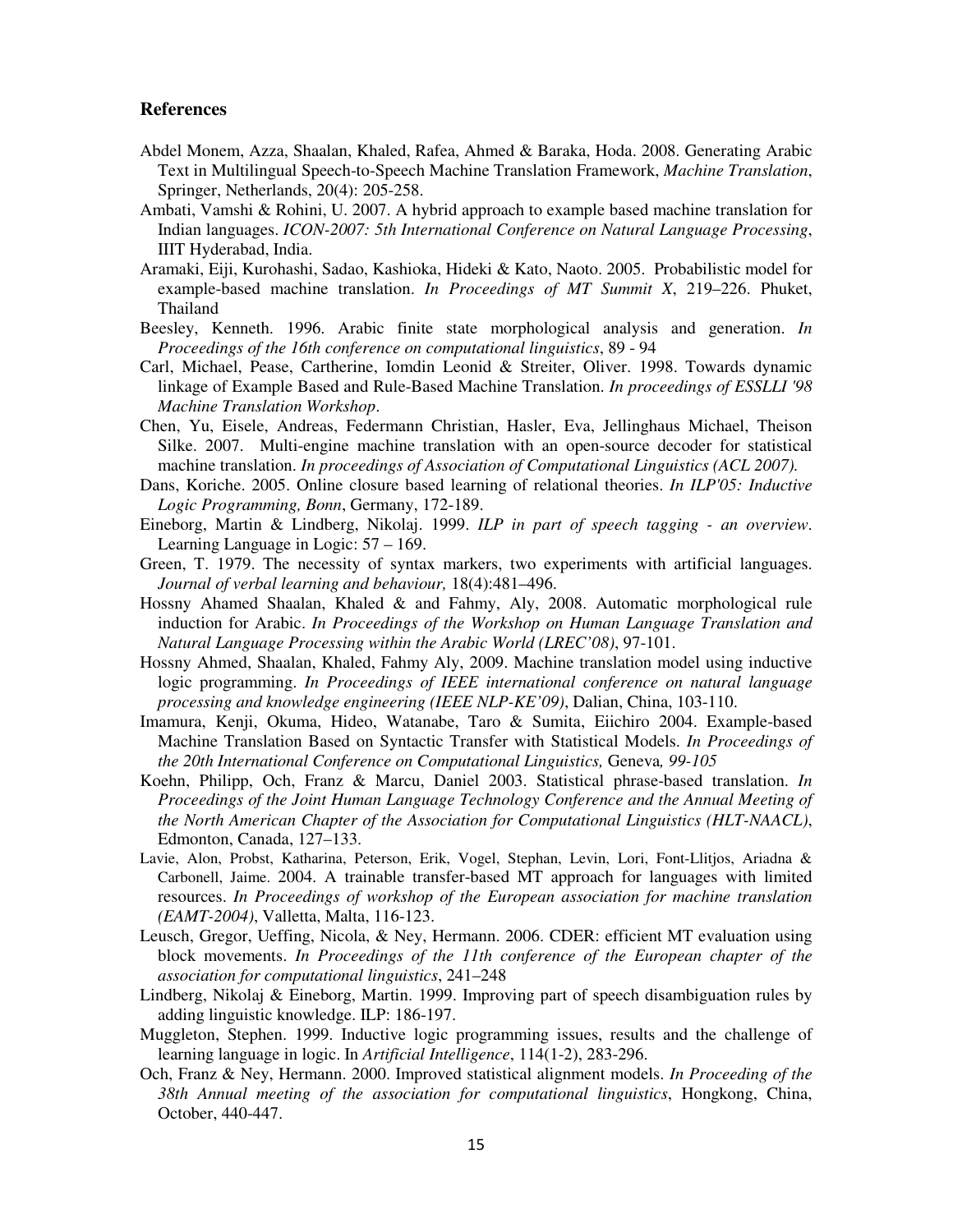## References

Abdel Monem, Azza, Shaalan, Khaled, Rafea, Ahmed & Baraka, Hoda. 2008. Generating Arabic Text in Multilingual Speech-to-Speech Machine Translation Framework, *Machine Translation*, Springer, Netherlands, 20(4): 205-258.

Ambati, Vamshi & Rohini, U. 2007. A hybrid approach to example based machine translation for Indian languages. *ICON-2007: 5th International Conference on Natural Language Processing*, IIIT Hyderabad, India.

Aramaki, Eiji, Kurohashi, Sadao, Kashioka, Hideki & Kato, Naoto. 2005. Probabilistic model for example-based machine translation. *In Proceedings of MT Summit X*, 219–226. Phuket, Thailand

Beesley, Kenneth. 1996. Arabic finite state morphological analysis and generation. *In Proceedings of the 16th conference on computational linguistics*, 89 - 94

Carl, Michael, Pease, Cartherine, Iomdin Leonid & Streiter, Oliver. 1998. Towards dynamic linkage of Example Based and Rule-Based Machine Translation. *In proceedings of ESSLLI '98 Machine Translation Workshop*.

Chen, Yu, Eisele, Andreas, Federmann Christian, Hasler, Eva, Jellinghaus Michael, Theison Silke. 2007. Multi-engine machine translation with an open-source decoder for statistical machine translation. *In proceedings of Association of Computational Linguistics (ACL 2007).*

Dans, Koriche. 2005. Online closure based learning of relational theories. *In ILP'05: Inductive Logic Programming, Bonn*, Germany, 172-189.

Eineborg, Martin & Lindberg, Nikolaj. 1999. *ILP in part of speech tagging - an overview*. Learning Language in Logic: 57 – 169.

Green, T. 1979. The necessity of syntax markers, two experiments with artificial languages. *Journal of verbal learning and behaviour,* 18(4):481–496.

Hossny Ahamed Shaalan, Khaled & and Fahmy, Aly, 2008. Automatic morphological rule induction for Arabic. *In Proceedings of the Workshop on Human Language Translation and Natural Language Processing within the Arabic World (LREC'08)*, 97-101.

Hossny Ahmed, Shaalan, Khaled, Fahmy Aly, 2009. Machine translation model using inductive logic programming. *In Proceedings of IEEE international conference on natural language processing and knowledge engineering (IEEE NLP-KE'09)*, Dalian, China, 103-110.

Imamura, Kenji, Okuma, Hideo, Watanabe, Taro & Sumita, Eiichiro 2004. Example-based Machine Translation Based on Syntactic Transfer with Statistical Models. *In Proceedings of the 20th International Conference on Computational Linguistics,* Geneva*, 99-105*

Koehn, Philipp, Och, Franz & Marcu, Daniel 2003. Statistical phrase-based translation. *In Proceedings of the Joint Human Language Technology Conference and the Annual Meeting of the North American Chapter of the Association for Computational Linguistics (HLT-NAACL)*, Edmonton, Canada, 127–133.

Lavie, Alon, Probst, Katharina, Peterson, Erik, Vogel, Stephan, Levin, Lori, Font-Llitjos, Ariadna & Carbonell, Jaime. 2004. A trainable transfer-based MT approach for languages with limited resources. *In Proceedings of workshop of the European association for machine translation (EAMT-2004)*, Valletta, Malta, 116-123.

Leusch, Gregor, Ueffing, Nicola, & Ney, Hermann. 2006. CDER: efficient MT evaluation using block movements. *In Proceedings of the 11th conference of the European chapter of the association for computational linguistics*, 241–248

Lindberg, Nikolaj & Eineborg, Martin. 1999. Improving part of speech disambiguation rules by adding linguistic knowledge. ILP: 186-197.

Muggleton, Stephen. 1999. Inductive logic programming issues, results and the challenge of learning language in logic. In *Artificial Intelligence*, 114(1-2), 283-296.

Och, Franz & Ney, Hermann. 2000. Improved statistical alignment models. *In Proceeding of the 38th Annual meeting of the association for computational linguistics*, Hongkong, China, October, 440-447.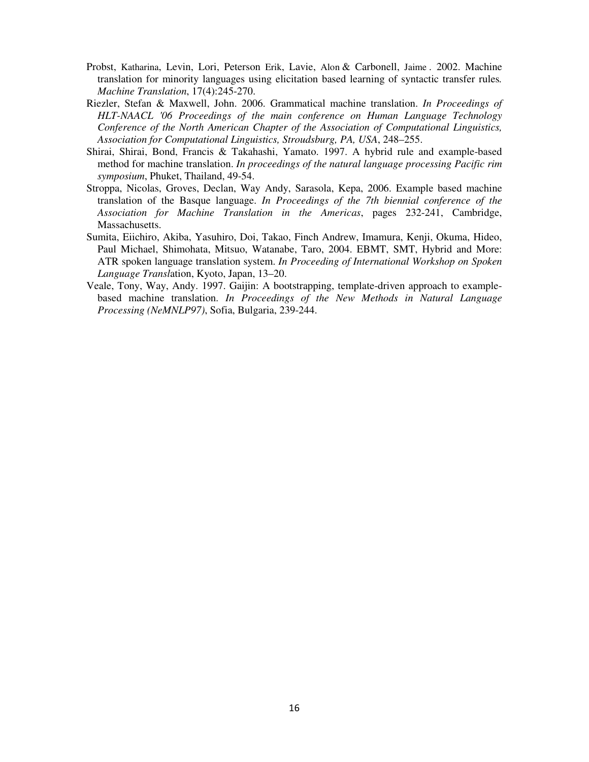Probst, Katharina, Levin, Lori, Peterson Erik, Lavie, Alon & Carbonell, Jaime . 2002. Machine translation for minority languages using elicitation based learning of syntactic transfer rules. *Machine Translation*, 17(4):245-270.

Riezler, Stefan & Maxwell, John. 2006. Grammatical machine translation. *In Proceedings of HLT-NAACL '06 Proceedings of the main conference on Human Language Technology Conference of the North American Chapter of the Association of Computational Linguistics, Association for Computational Linguistics, Stroudsburg, PA, USA*, 248–255.

Shirai, Shirai, Bond, Francis & Takahashi, Yamato. 1997. A hybrid rule and example-based method for machine translation. *In proceedings of the natural language processing Pacific rim symposium*, Phuket, Thailand, 49-54.

Stroppa, Nicolas, Groves, Declan, Way Andy, Sarasola, Kepa, 2006. Example based machine translation of the Basque language. *In Proceedings of the 7th biennial conference of the Association for Machine Translation in the Americas*, pages 232-241, Cambridge, Massachusetts.

Sumita, Eiichiro, Akiba, Yasuhiro, Doi, Takao, Finch Andrew, Imamura, Kenji, Okuma, Hideo, Paul Michael, Shimohata, Mitsuo, Watanabe, Taro, 2004. EBMT, SMT, Hybrid and More: ATR spoken language translation system. *In Proceeding of International Workshop on Spoken Language Transl*ation, Kyoto, Japan, 13–20.

Veale, Tony, Way, Andy. 1997. Gaijin: A bootstrapping, template-driven approach to example-based machine translation. *In Proceedings of the New Methods in Natural Language Processing (NeMNLP97)*, Sofia, Bulgaria, 239-244.